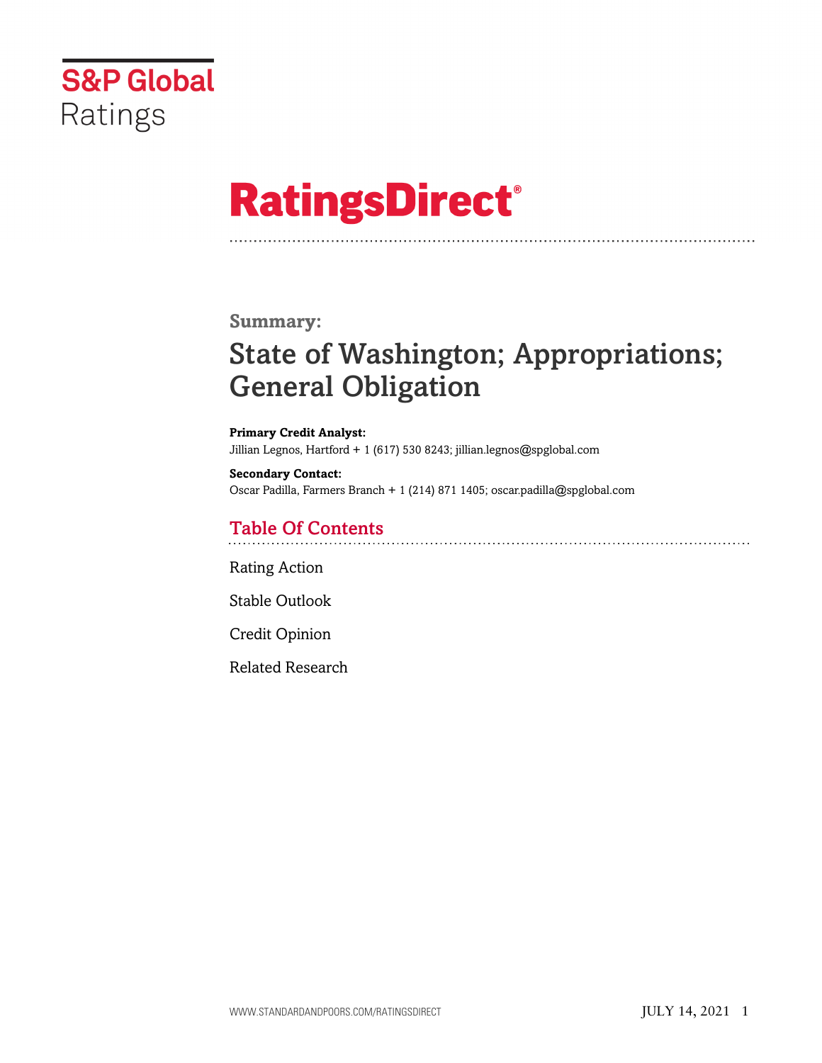S&P Global Ratings

# RatingsDirect®

## Summary:

# State of Washington; Appropriations; General Obligation

**Primary Credit Analyst:**
Jillian Legnos, Hartford + 1 (617) 530 8243; jillian.legnos@spglobal.com

**Secondary Contact:**
Oscar Padilla, Farmers Branch + 1 (214) 871 1405; oscar.padilla@spglobal.com

## Table Of Contents

Rating Action

Stable Outlook

Credit Opinion

Related Research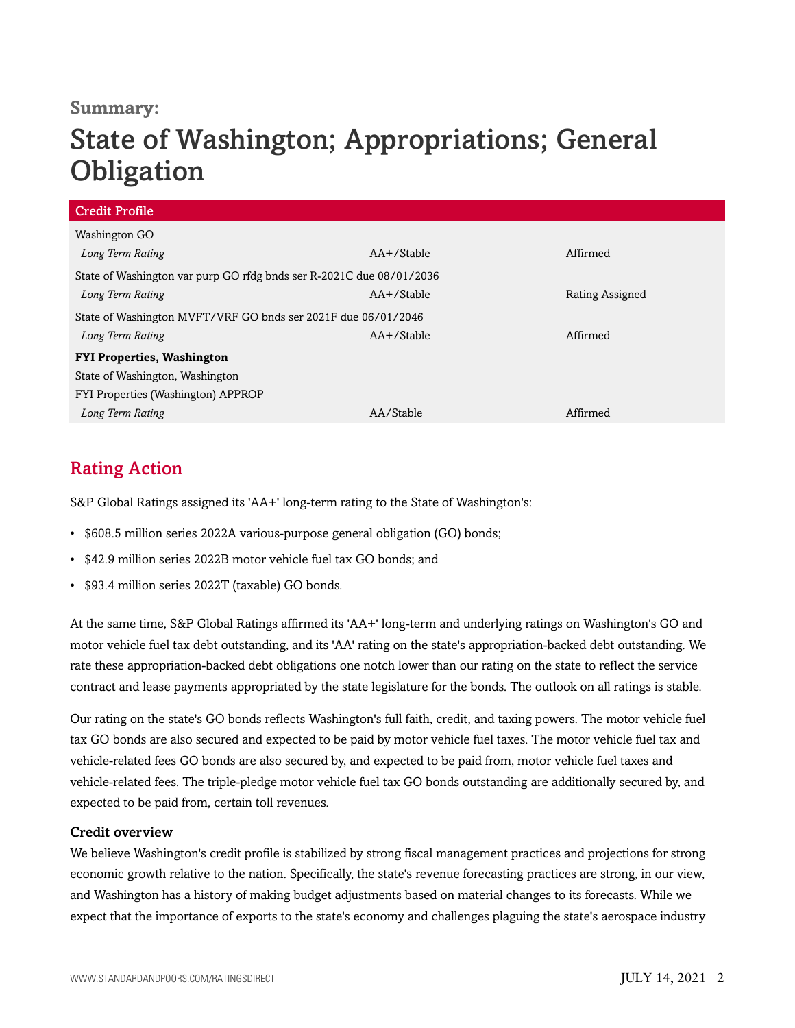**Summary:**

# State of Washington; Appropriations; General Obligation

| Credit Profile | | |
|---|---|---|
| Washington GO | | |
| *Long Term Rating* | AA+/Stable | Affirmed |
| State of Washington var purp GO rfdg bnds ser R-2021C due 08/01/2036 | | |
| *Long Term Rating* | AA+/Stable | Rating Assigned |
| State of Washington MVFT/VRF GO bnds ser 2021F due 06/01/2046 | | |
| *Long Term Rating* | AA+/Stable | Affirmed |
| **FYI Properties, Washington** | | |
| State of Washington, Washington | | |
| FYI Properties (Washington) APPROP | | |
| *Long Term Rating* | AA/Stable | Affirmed |

## Rating Action

S&P Global Ratings assigned its 'AA+' long-term rating to the State of Washington's:

- $608.5 million series 2022A various-purpose general obligation (GO) bonds;
- $42.9 million series 2022B motor vehicle fuel tax GO bonds; and
- $93.4 million series 2022T (taxable) GO bonds.

At the same time, S&P Global Ratings affirmed its 'AA+' long-term and underlying ratings on Washington's GO and motor vehicle fuel tax debt outstanding, and its 'AA' rating on the state's appropriation-backed debt outstanding. We rate these appropriation-backed debt obligations one notch lower than our rating on the state to reflect the service contract and lease payments appropriated by the state legislature for the bonds. The outlook on all ratings is stable.

Our rating on the state's GO bonds reflects Washington's full faith, credit, and taxing powers. The motor vehicle fuel tax GO bonds are also secured and expected to be paid by motor vehicle fuel taxes. The motor vehicle fuel tax and vehicle-related fees GO bonds are also secured by, and expected to be paid from, motor vehicle fuel taxes and vehicle-related fees. The triple-pledge motor vehicle fuel tax GO bonds outstanding are additionally secured by, and expected to be paid from, certain toll revenues.

### Credit overview

We believe Washington's credit profile is stabilized by strong fiscal management practices and projections for strong economic growth relative to the nation. Specifically, the state's revenue forecasting practices are strong, in our view, and Washington has a history of making budget adjustments based on material changes to its forecasts. While we expect that the importance of exports to the state's economy and challenges plaguing the state's aerospace industry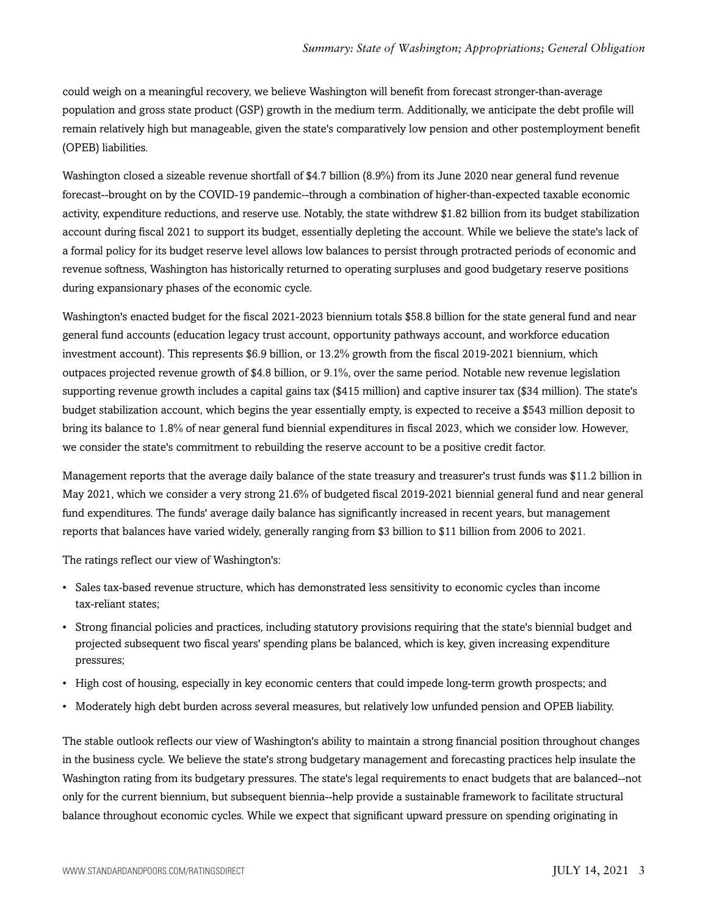could weigh on a meaningful recovery, we believe Washington will benefit from forecast stronger-than-average population and gross state product (GSP) growth in the medium term. Additionally, we anticipate the debt profile will remain relatively high but manageable, given the state's comparatively low pension and other postemployment benefit (OPEB) liabilities.

Washington closed a sizeable revenue shortfall of $4.7 billion (8.9%) from its June 2020 near general fund revenue forecast--brought on by the COVID-19 pandemic--through a combination of higher-than-expected taxable economic activity, expenditure reductions, and reserve use. Notably, the state withdrew $1.82 billion from its budget stabilization account during fiscal 2021 to support its budget, essentially depleting the account. While we believe the state's lack of a formal policy for its budget reserve level allows low balances to persist through protracted periods of economic and revenue softness, Washington has historically returned to operating surpluses and good budgetary reserve positions during expansionary phases of the economic cycle.

Washington's enacted budget for the fiscal 2021-2023 biennium totals $58.8 billion for the state general fund and near general fund accounts (education legacy trust account, opportunity pathways account, and workforce education investment account). This represents $6.9 billion, or 13.2% growth from the fiscal 2019-2021 biennium, which outpaces projected revenue growth of $4.8 billion, or 9.1%, over the same period. Notable new revenue legislation supporting revenue growth includes a capital gains tax ($415 million) and captive insurer tax ($34 million). The state's budget stabilization account, which begins the year essentially empty, is expected to receive a $543 million deposit to bring its balance to 1.8% of near general fund biennial expenditures in fiscal 2023, which we consider low. However, we consider the state's commitment to rebuilding the reserve account to be a positive credit factor.

Management reports that the average daily balance of the state treasury and treasurer's trust funds was $11.2 billion in May 2021, which we consider a very strong 21.6% of budgeted fiscal 2019-2021 biennial general fund and near general fund expenditures. The funds' average daily balance has significantly increased in recent years, but management reports that balances have varied widely, generally ranging from $3 billion to $11 billion from 2006 to 2021.

The ratings reflect our view of Washington's:

- Sales tax-based revenue structure, which has demonstrated less sensitivity to economic cycles than income tax-reliant states;
- Strong financial policies and practices, including statutory provisions requiring that the state's biennial budget and projected subsequent two fiscal years' spending plans be balanced, which is key, given increasing expenditure pressures;
- High cost of housing, especially in key economic centers that could impede long-term growth prospects; and
- Moderately high debt burden across several measures, but relatively low unfunded pension and OPEB liability.

The stable outlook reflects our view of Washington's ability to maintain a strong financial position throughout changes in the business cycle. We believe the state's strong budgetary management and forecasting practices help insulate the Washington rating from its budgetary pressures. The state's legal requirements to enact budgets that are balanced--not only for the current biennium, but subsequent biennia--help provide a sustainable framework to facilitate structural balance throughout economic cycles. While we expect that significant upward pressure on spending originating in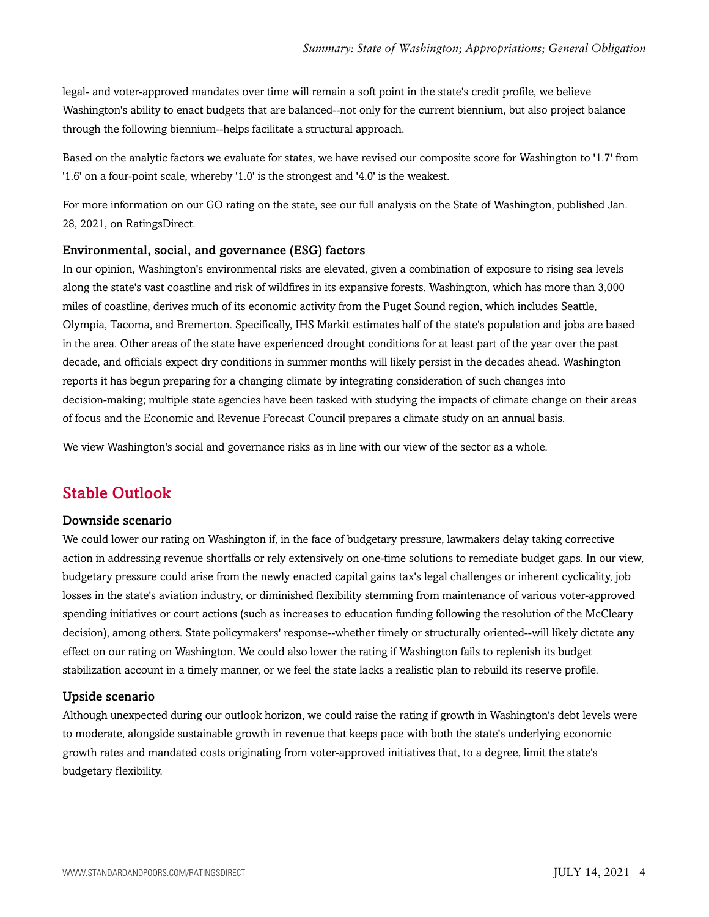legal- and voter-approved mandates over time will remain a soft point in the state's credit profile, we believe Washington's ability to enact budgets that are balanced--not only for the current biennium, but also project balance through the following biennium--helps facilitate a structural approach.

Based on the analytic factors we evaluate for states, we have revised our composite score for Washington to '1.7' from '1.6' on a four-point scale, whereby '1.0' is the strongest and '4.0' is the weakest.

For more information on our GO rating on the state, see our full analysis on the State of Washington, published Jan. 28, 2021, on RatingsDirect.

### Environmental, social, and governance (ESG) factors

In our opinion, Washington's environmental risks are elevated, given a combination of exposure to rising sea levels along the state's vast coastline and risk of wildfires in its expansive forests. Washington, which has more than 3,000 miles of coastline, derives much of its economic activity from the Puget Sound region, which includes Seattle, Olympia, Tacoma, and Bremerton. Specifically, IHS Markit estimates half of the state's population and jobs are based in the area. Other areas of the state have experienced drought conditions for at least part of the year over the past decade, and officials expect dry conditions in summer months will likely persist in the decades ahead. Washington reports it has begun preparing for a changing climate by integrating consideration of such changes into decision-making; multiple state agencies have been tasked with studying the impacts of climate change on their areas of focus and the Economic and Revenue Forecast Council prepares a climate study on an annual basis.

We view Washington's social and governance risks as in line with our view of the sector as a whole.

## Stable Outlook

### Downside scenario

We could lower our rating on Washington if, in the face of budgetary pressure, lawmakers delay taking corrective action in addressing revenue shortfalls or rely extensively on one-time solutions to remediate budget gaps. In our view, budgetary pressure could arise from the newly enacted capital gains tax's legal challenges or inherent cyclicality, job losses in the state's aviation industry, or diminished flexibility stemming from maintenance of various voter-approved spending initiatives or court actions (such as increases to education funding following the resolution of the McCleary decision), among others. State policymakers' response--whether timely or structurally oriented--will likely dictate any effect on our rating on Washington. We could also lower the rating if Washington fails to replenish its budget stabilization account in a timely manner, or we feel the state lacks a realistic plan to rebuild its reserve profile.

### Upside scenario

Although unexpected during our outlook horizon, we could raise the rating if growth in Washington's debt levels were to moderate, alongside sustainable growth in revenue that keeps pace with both the state's underlying economic growth rates and mandated costs originating from voter-approved initiatives that, to a degree, limit the state's budgetary flexibility.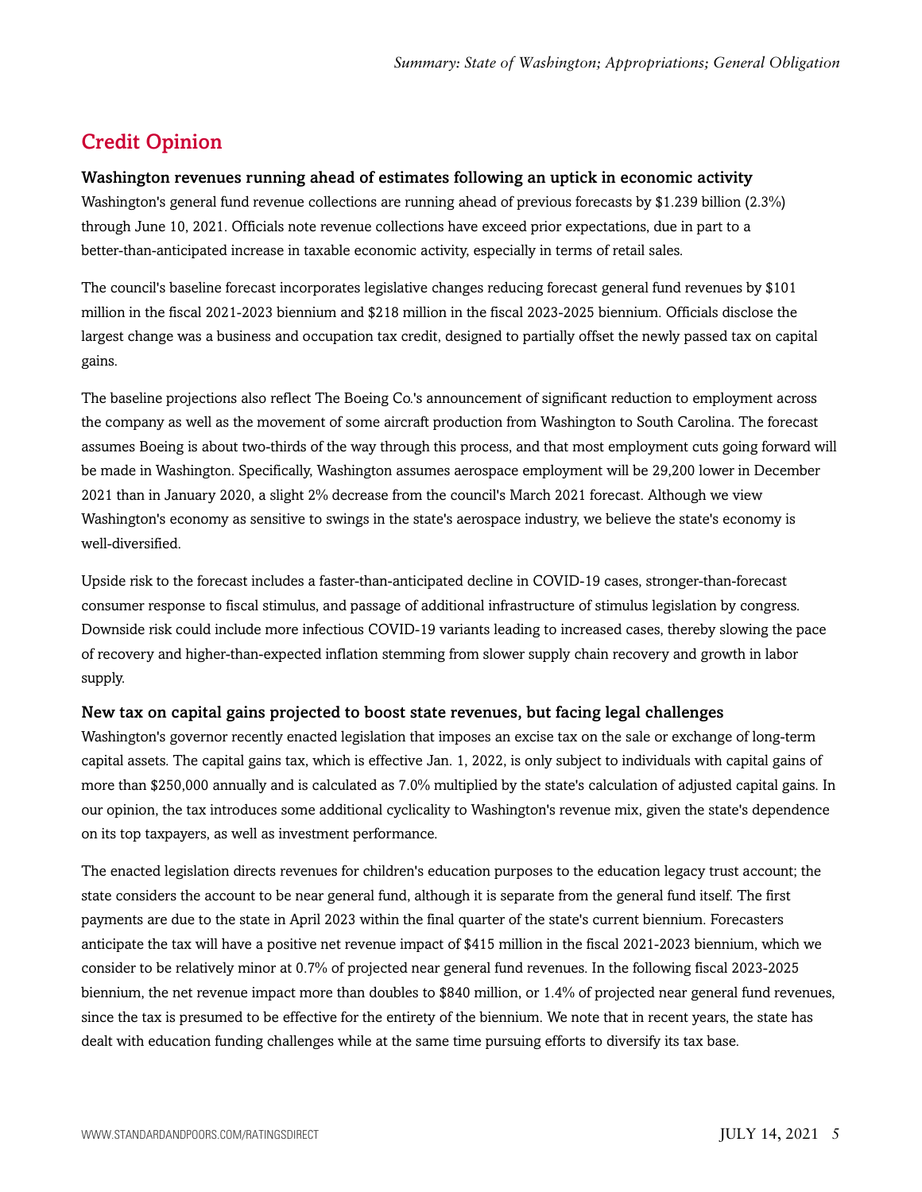## Credit Opinion

### Washington revenues running ahead of estimates following an uptick in economic activity

Washington's general fund revenue collections are running ahead of previous forecasts by $1.239 billion (2.3%) through June 10, 2021. Officials note revenue collections have exceed prior expectations, due in part to a better-than-anticipated increase in taxable economic activity, especially in terms of retail sales.

The council's baseline forecast incorporates legislative changes reducing forecast general fund revenues by $101 million in the fiscal 2021-2023 biennium and $218 million in the fiscal 2023-2025 biennium. Officials disclose the largest change was a business and occupation tax credit, designed to partially offset the newly passed tax on capital gains.

The baseline projections also reflect The Boeing Co.'s announcement of significant reduction to employment across the company as well as the movement of some aircraft production from Washington to South Carolina. The forecast assumes Boeing is about two-thirds of the way through this process, and that most employment cuts going forward will be made in Washington. Specifically, Washington assumes aerospace employment will be 29,200 lower in December 2021 than in January 2020, a slight 2% decrease from the council's March 2021 forecast. Although we view Washington's economy as sensitive to swings in the state's aerospace industry, we believe the state's economy is well-diversified.

Upside risk to the forecast includes a faster-than-anticipated decline in COVID-19 cases, stronger-than-forecast consumer response to fiscal stimulus, and passage of additional infrastructure of stimulus legislation by congress. Downside risk could include more infectious COVID-19 variants leading to increased cases, thereby slowing the pace of recovery and higher-than-expected inflation stemming from slower supply chain recovery and growth in labor supply.

### New tax on capital gains projected to boost state revenues, but facing legal challenges

Washington's governor recently enacted legislation that imposes an excise tax on the sale or exchange of long-term capital assets. The capital gains tax, which is effective Jan. 1, 2022, is only subject to individuals with capital gains of more than $250,000 annually and is calculated as 7.0% multiplied by the state's calculation of adjusted capital gains. In our opinion, the tax introduces some additional cyclicality to Washington's revenue mix, given the state's dependence on its top taxpayers, as well as investment performance.

The enacted legislation directs revenues for children's education purposes to the education legacy trust account; the state considers the account to be near general fund, although it is separate from the general fund itself. The first payments are due to the state in April 2023 within the final quarter of the state's current biennium. Forecasters anticipate the tax will have a positive net revenue impact of $415 million in the fiscal 2021-2023 biennium, which we consider to be relatively minor at 0.7% of projected near general fund revenues. In the following fiscal 2023-2025 biennium, the net revenue impact more than doubles to $840 million, or 1.4% of projected near general fund revenues, since the tax is presumed to be effective for the entirety of the biennium. We note that in recent years, the state has dealt with education funding challenges while at the same time pursuing efforts to diversify its tax base.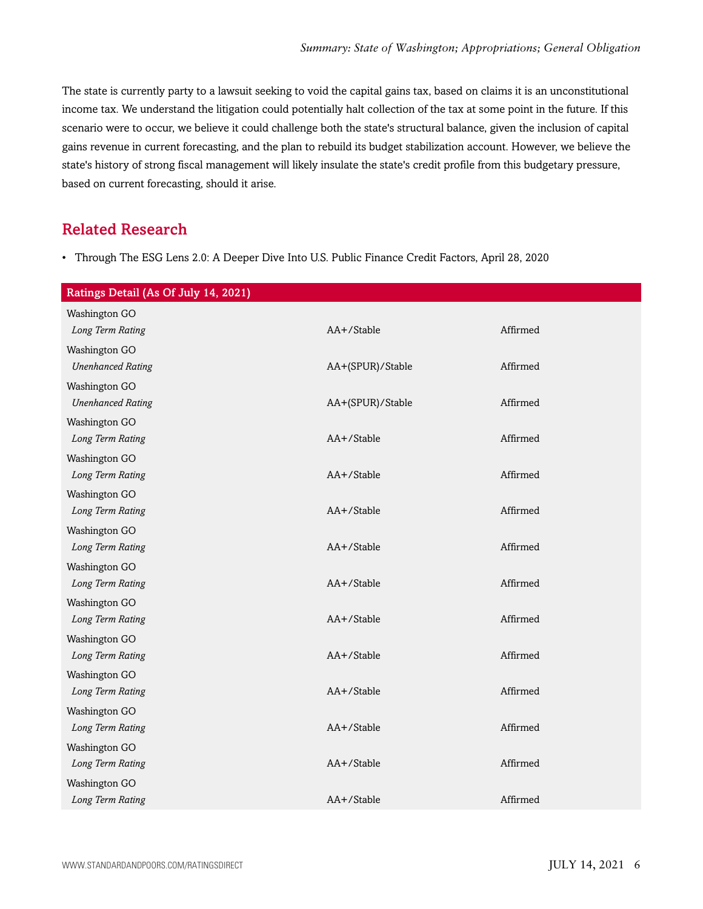The state is currently party to a lawsuit seeking to void the capital gains tax, based on claims it is an unconstitutional income tax. We understand the litigation could potentially halt collection of the tax at some point in the future. If this scenario were to occur, we believe it could challenge both the state's structural balance, given the inclusion of capital gains revenue in current forecasting, and the plan to rebuild its budget stabilization account. However, we believe the state's history of strong fiscal management will likely insulate the state's credit profile from this budgetary pressure, based on current forecasting, should it arise.

## Related Research

- Through The ESG Lens 2.0: A Deeper Dive Into U.S. Public Finance Credit Factors, April 28, 2020

| Ratings Detail (As Of July 14, 2021) | | |
|---|---|---|
| Washington GO | | |
| *Long Term Rating* | AA+/Stable | Affirmed |
| Washington GO | | |
| *Unenhanced Rating* | AA+(SPUR)/Stable | Affirmed |
| Washington GO | | |
| *Unenhanced Rating* | AA+(SPUR)/Stable | Affirmed |
| Washington GO | | |
| *Long Term Rating* | AA+/Stable | Affirmed |
| Washington GO | | |
| *Long Term Rating* | AA+/Stable | Affirmed |
| Washington GO | | |
| *Long Term Rating* | AA+/Stable | Affirmed |
| Washington GO | | |
| *Long Term Rating* | AA+/Stable | Affirmed |
| Washington GO | | |
| *Long Term Rating* | AA+/Stable | Affirmed |
| Washington GO | | |
| *Long Term Rating* | AA+/Stable | Affirmed |
| Washington GO | | |
| *Long Term Rating* | AA+/Stable | Affirmed |
| Washington GO | | |
| *Long Term Rating* | AA+/Stable | Affirmed |
| Washington GO | | |
| *Long Term Rating* | AA+/Stable | Affirmed |
| Washington GO | | |
| *Long Term Rating* | AA+/Stable | Affirmed |
| Washington GO | | |
| *Long Term Rating* | AA+/Stable | Affirmed |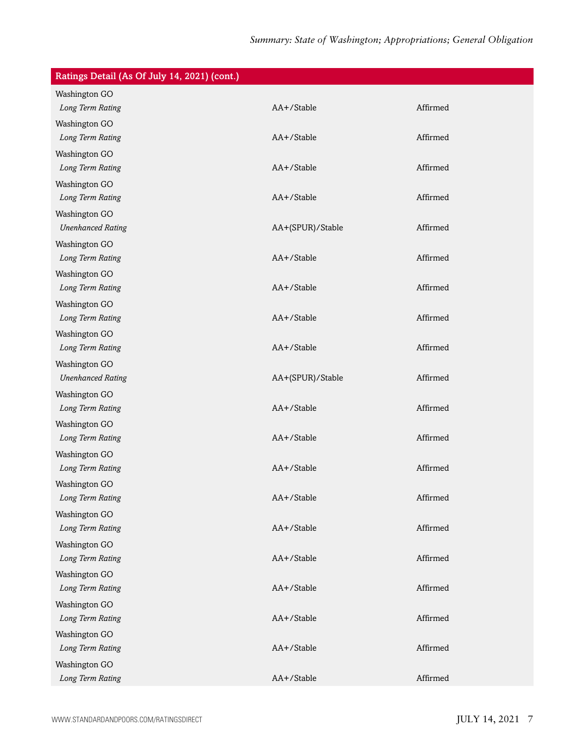| Ratings Detail (As Of July 14, 2021) (cont.) | | |
|---|---|---|
| Washington GO | | |
| *Long Term Rating* | AA+/Stable | Affirmed |
| Washington GO | | |
| *Long Term Rating* | AA+/Stable | Affirmed |
| Washington GO | | |
| *Long Term Rating* | AA+/Stable | Affirmed |
| Washington GO | | |
| *Long Term Rating* | AA+/Stable | Affirmed |
| Washington GO | | |
| *Unenhanced Rating* | AA+(SPUR)/Stable | Affirmed |
| Washington GO | | |
| *Long Term Rating* | AA+/Stable | Affirmed |
| Washington GO | | |
| *Long Term Rating* | AA+/Stable | Affirmed |
| Washington GO | | |
| *Long Term Rating* | AA+/Stable | Affirmed |
| Washington GO | | |
| *Long Term Rating* | AA+/Stable | Affirmed |
| Washington GO | | |
| *Unenhanced Rating* | AA+(SPUR)/Stable | Affirmed |
| Washington GO | | |
| *Long Term Rating* | AA+/Stable | Affirmed |
| Washington GO | | |
| *Long Term Rating* | AA+/Stable | Affirmed |
| Washington GO | | |
| *Long Term Rating* | AA+/Stable | Affirmed |
| Washington GO | | |
| *Long Term Rating* | AA+/Stable | Affirmed |
| Washington GO | | |
| *Long Term Rating* | AA+/Stable | Affirmed |
| Washington GO | | |
| *Long Term Rating* | AA+/Stable | Affirmed |
| Washington GO | | |
| *Long Term Rating* | AA+/Stable | Affirmed |
| Washington GO | | |
| *Long Term Rating* | AA+/Stable | Affirmed |
| Washington GO | | |
| *Long Term Rating* | AA+/Stable | Affirmed |
| Washington GO | | |
| *Long Term Rating* | AA+/Stable | Affirmed |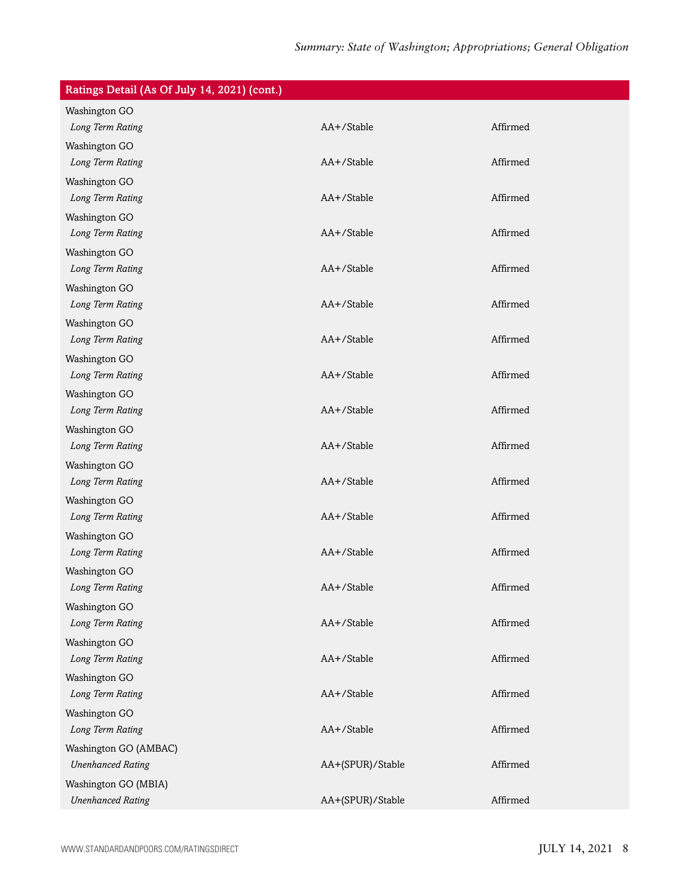| Ratings Detail (As Of July 14, 2021) (cont.) | | |
|---|---|---|
| Washington GO | | |
| *Long Term Rating* | AA+/Stable | Affirmed |
| Washington GO | | |
| *Long Term Rating* | AA+/Stable | Affirmed |
| Washington GO | | |
| *Long Term Rating* | AA+/Stable | Affirmed |
| Washington GO | | |
| *Long Term Rating* | AA+/Stable | Affirmed |
| Washington GO | | |
| *Long Term Rating* | AA+/Stable | Affirmed |
| Washington GO | | |
| *Long Term Rating* | AA+/Stable | Affirmed |
| Washington GO | | |
| *Long Term Rating* | AA+/Stable | Affirmed |
| Washington GO | | |
| *Long Term Rating* | AA+/Stable | Affirmed |
| Washington GO | | |
| *Long Term Rating* | AA+/Stable | Affirmed |
| Washington GO | | |
| *Long Term Rating* | AA+/Stable | Affirmed |
| Washington GO | | |
| *Long Term Rating* | AA+/Stable | Affirmed |
| Washington GO | | |
| *Long Term Rating* | AA+/Stable | Affirmed |
| Washington GO | | |
| *Long Term Rating* | AA+/Stable | Affirmed |
| Washington GO | | |
| *Long Term Rating* | AA+/Stable | Affirmed |
| Washington GO | | |
| *Long Term Rating* | AA+/Stable | Affirmed |
| Washington GO | | |
| *Long Term Rating* | AA+/Stable | Affirmed |
| Washington GO | | |
| *Long Term Rating* | AA+/Stable | Affirmed |
| Washington GO | | |
| *Long Term Rating* | AA+/Stable | Affirmed |
| Washington GO (AMBAC) | | |
| *Unenhanced Rating* | AA+(SPUR)/Stable | Affirmed |
| Washington GO (MBIA) | | |
| *Unenhanced Rating* | AA+(SPUR)/Stable | Affirmed |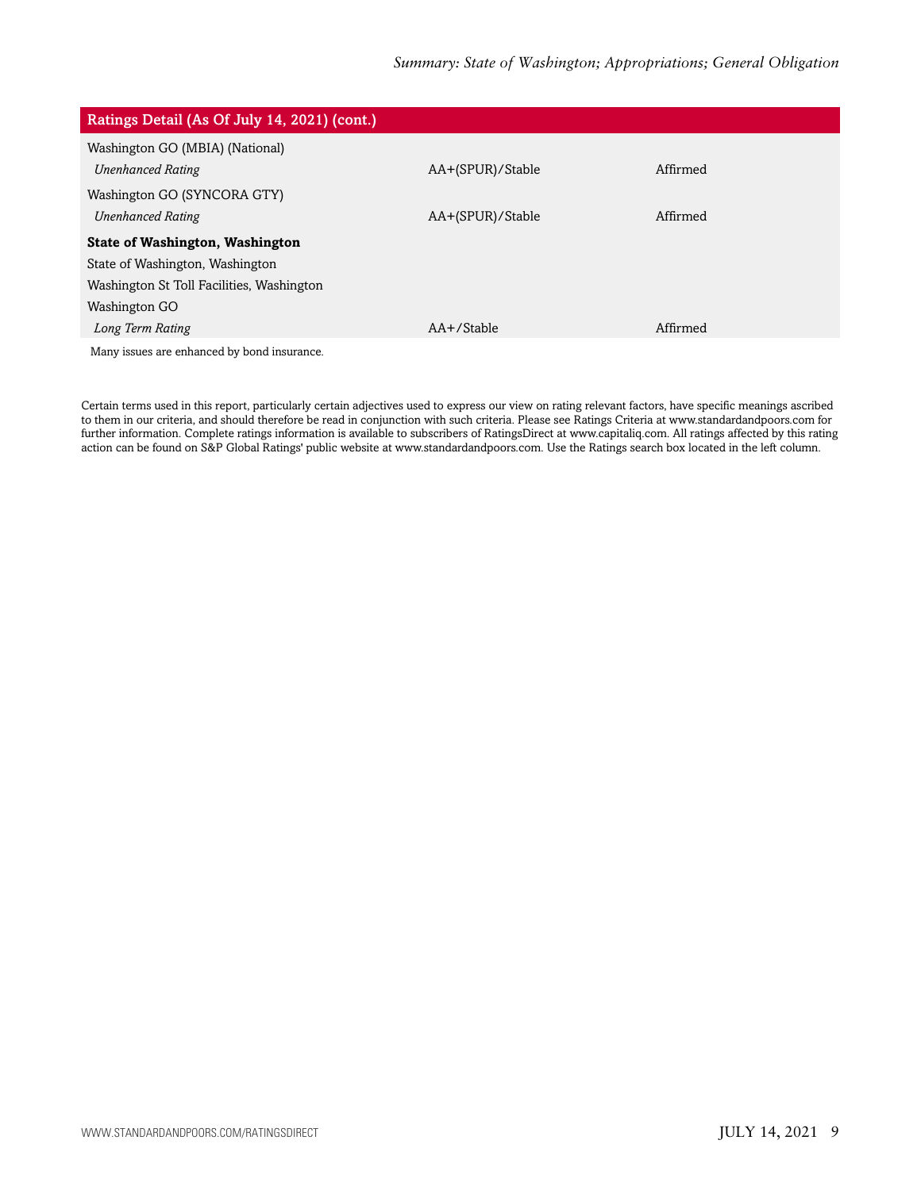| Ratings Detail (As Of July 14, 2021) (cont.) | | |
|---|---|---|
| Washington GO (MBIA) (National) | | |
| *Unenhanced Rating* | AA+(SPUR)/Stable | Affirmed |
| Washington GO (SYNCORA GTY) | | |
| *Unenhanced Rating* | AA+(SPUR)/Stable | Affirmed |
| **State of Washington, Washington** | | |
| State of Washington, Washington | | |
| Washington St Toll Facilities, Washington | | |
| Washington GO | | |
| *Long Term Rating* | AA+/Stable | Affirmed |

Many issues are enhanced by bond insurance.

Certain terms used in this report, particularly certain adjectives used to express our view on rating relevant factors, have specific meanings ascribed to them in our criteria, and should therefore be read in conjunction with such criteria. Please see Ratings Criteria at www.standardandpoors.com for further information. Complete ratings information is available to subscribers of RatingsDirect at www.capitaliq.com. All ratings affected by this rating action can be found on S&P Global Ratings' public website at www.standardandpoors.com. Use the Ratings search box located in the left column.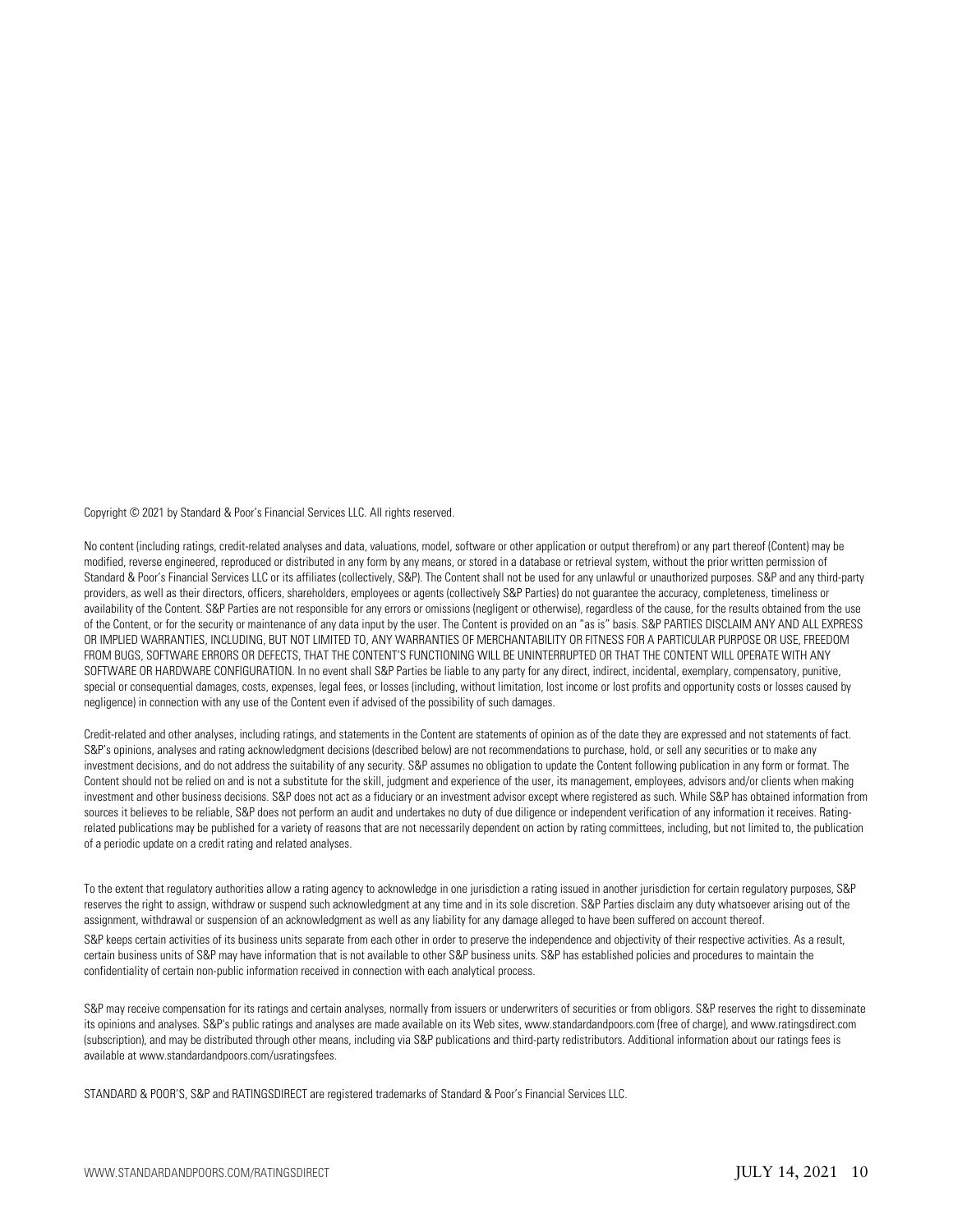Copyright © 2021 by Standard & Poor's Financial Services LLC. All rights reserved.

No content (including ratings, credit-related analyses and data, valuations, model, software or other application or output therefrom) or any part thereof (Content) may be modified, reverse engineered, reproduced or distributed in any form by any means, or stored in a database or retrieval system, without the prior written permission of Standard & Poor's Financial Services LLC or its affiliates (collectively, S&P). The Content shall not be used for any unlawful or unauthorized purposes. S&P and any third-party providers, as well as their directors, officers, shareholders, employees or agents (collectively S&P Parties) do not guarantee the accuracy, completeness, timeliness or availability of the Content. S&P Parties are not responsible for any errors or omissions (negligent or otherwise), regardless of the cause, for the results obtained from the use of the Content, or for the security or maintenance of any data input by the user. The Content is provided on an "as is" basis. S&P PARTIES DISCLAIM ANY AND ALL EXPRESS OR IMPLIED WARRANTIES, INCLUDING, BUT NOT LIMITED TO, ANY WARRANTIES OF MERCHANTABILITY OR FITNESS FOR A PARTICULAR PURPOSE OR USE, FREEDOM FROM BUGS, SOFTWARE ERRORS OR DEFECTS, THAT THE CONTENT'S FUNCTIONING WILL BE UNINTERRUPTED OR THAT THE CONTENT WILL OPERATE WITH ANY SOFTWARE OR HARDWARE CONFIGURATION. In no event shall S&P Parties be liable to any party for any direct, indirect, incidental, exemplary, compensatory, punitive, special or consequential damages, costs, expenses, legal fees, or losses (including, without limitation, lost income or lost profits and opportunity costs or losses caused by negligence) in connection with any use of the Content even if advised of the possibility of such damages.

Credit-related and other analyses, including ratings, and statements in the Content are statements of opinion as of the date they are expressed and not statements of fact. S&P's opinions, analyses and rating acknowledgment decisions (described below) are not recommendations to purchase, hold, or sell any securities or to make any investment decisions, and do not address the suitability of any security. S&P assumes no obligation to update the Content following publication in any form or format. The Content should not be relied on and is not a substitute for the skill, judgment and experience of the user, its management, employees, advisors and/or clients when making investment and other business decisions. S&P does not act as a fiduciary or an investment advisor except where registered as such. While S&P has obtained information from sources it believes to be reliable, S&P does not perform an audit and undertakes no duty of due diligence or independent verification of any information it receives. Rating-related publications may be published for a variety of reasons that are not necessarily dependent on action by rating committees, including, but not limited to, the publication of a periodic update on a credit rating and related analyses.

To the extent that regulatory authorities allow a rating agency to acknowledge in one jurisdiction a rating issued in another jurisdiction for certain regulatory purposes, S&P reserves the right to assign, withdraw or suspend such acknowledgment at any time and in its sole discretion. S&P Parties disclaim any duty whatsoever arising out of the assignment, withdrawal or suspension of an acknowledgment as well as any liability for any damage alleged to have been suffered on account thereof.

S&P keeps certain activities of its business units separate from each other in order to preserve the independence and objectivity of their respective activities. As a result, certain business units of S&P may have information that is not available to other S&P business units. S&P has established policies and procedures to maintain the confidentiality of certain non-public information received in connection with each analytical process.

S&P may receive compensation for its ratings and certain analyses, normally from issuers or underwriters of securities or from obligors. S&P reserves the right to disseminate its opinions and analyses. S&P's public ratings and analyses are made available on its Web sites, www.standardandpoors.com (free of charge), and www.ratingsdirect.com (subscription), and may be distributed through other means, including via S&P publications and third-party redistributors. Additional information about our ratings fees is available at www.standardandpoors.com/usratingsfees.

STANDARD & POOR'S, S&P and RATINGSDIRECT are registered trademarks of Standard & Poor's Financial Services LLC.